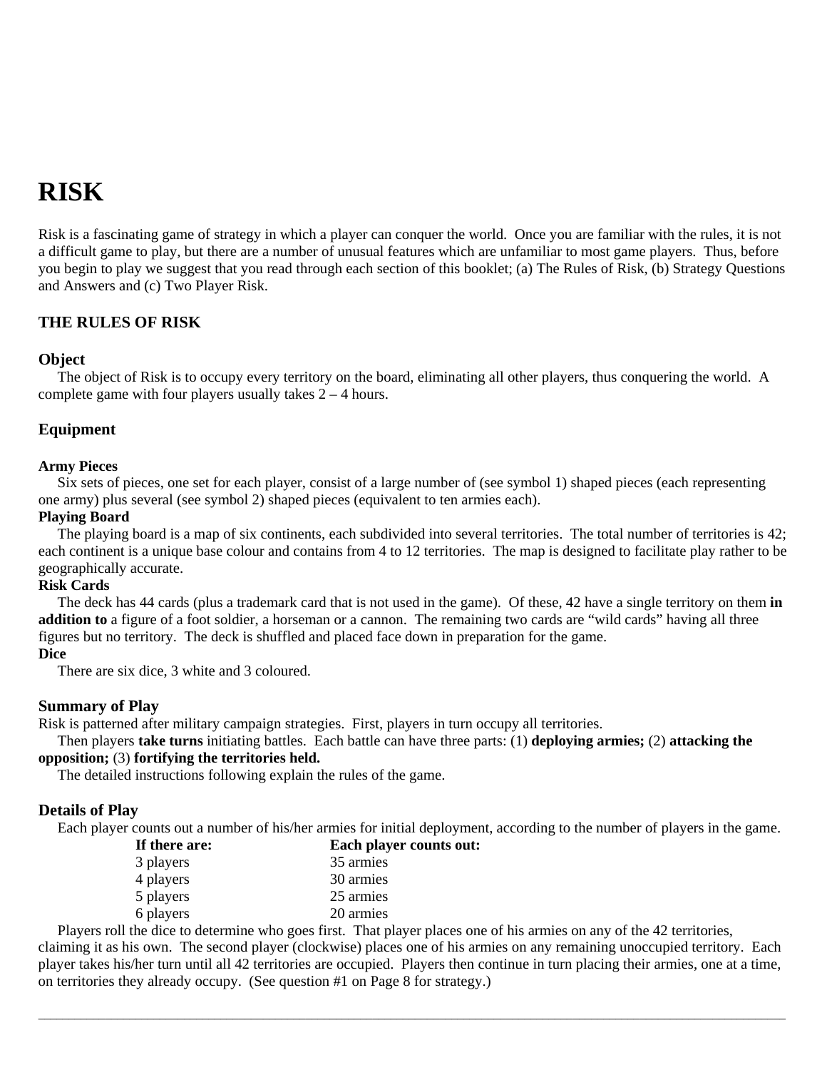# RISK

Risk is a fascinating game of strategy in which a player can conquer the world. Once you are familiar with the rules, it is not a difficult game to play, but there are a number of unusual features which are unfamiliar to most game players. Thus, before you begin to play we suggest that you read through each section of this booklet; (a) The Rules of Risk, (b) Strategy Questions and Answers and (c) Two Player Risk.

## THE RULES OF RISK

### Object

The object of Risk is to occupy every territory on the board, eliminating all other players, thus conquering the world. A complete game with four players usually takes 2 – 4 hours.

### Equipment

**Army Pieces**

Six sets of pieces, one set for each player, consist of a large number of (see symbol 1) shaped pieces (each representing one army) plus several (see symbol 2) shaped pieces (equivalent to ten armies each).

**Playing Board**

The playing board is a map of six continents, each subdivided into several territories. The total number of territories is 42; each continent is a unique base colour and contains from 4 to 12 territories. The map is designed to facilitate play rather to be geographically accurate.

**Risk Cards**

The deck has 44 cards (plus a trademark card that is not used in the game). Of these, 42 have a single territory on them **in addition to** a figure of a foot soldier, a horseman or a cannon. The remaining two cards are "wild cards" having all three figures but no territory. The deck is shuffled and placed face down in preparation for the game.

**Dice**

There are six dice, 3 white and 3 coloured.

### Summary of Play

Risk is patterned after military campaign strategies. First, players in turn occupy all territories.

Then players **take turns** initiating battles. Each battle can have three parts: (1) **deploying armies;** (2) **attacking the opposition;** (3) **fortifying the territories held.**

The detailed instructions following explain the rules of the game.

### Details of Play

Each player counts out a number of his/her armies for initial deployment, according to the number of players in the game.

| If there are: | Each player counts out: |
|---|---|
| 3 players | 35 armies |
| 4 players | 30 armies |
| 5 players | 25 armies |
| 6 players | 20 armies |

Players roll the dice to determine who goes first. That player places one of his armies on any of the 42 territories, claiming it as his own. The second player (clockwise) places one of his armies on any remaining unoccupied territory. Each player takes his/her turn until all 42 territories are occupied. Players then continue in turn placing their armies, one at a time, on territories they already occupy. (See question #1 on Page 8 for strategy.)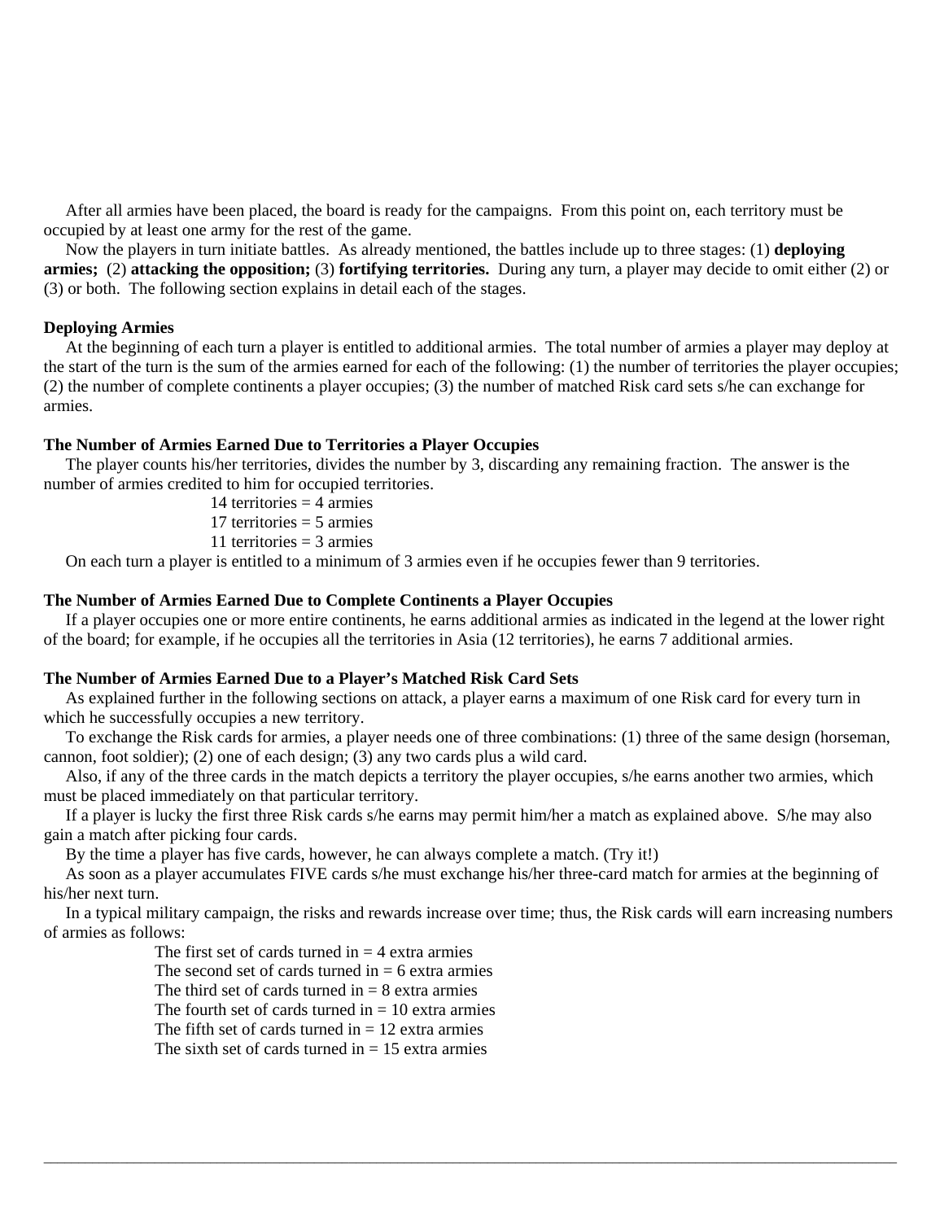After all armies have been placed, the board is ready for the campaigns. From this point on, each territory must be occupied by at least one army for the rest of the game.

Now the players in turn initiate battles. As already mentioned, the battles include up to three stages: (1) **deploying armies;** (2) **attacking the opposition;** (3) **fortifying territories.** During any turn, a player may decide to omit either (2) or (3) or both. The following section explains in detail each of the stages.

**Deploying Armies**

At the beginning of each turn a player is entitled to additional armies. The total number of armies a player may deploy at the start of the turn is the sum of the armies earned for each of the following: (1) the number of territories the player occupies; (2) the number of complete continents a player occupies; (3) the number of matched Risk card sets s/he can exchange for armies.

**The Number of Armies Earned Due to Territories a Player Occupies**

The player counts his/her territories, divides the number by 3, discarding any remaining fraction. The answer is the number of armies credited to him for occupied territories.

14 territories = 4 armies
17 territories = 5 armies
11 territories = 3 armies

On each turn a player is entitled to a minimum of 3 armies even if he occupies fewer than 9 territories.

**The Number of Armies Earned Due to Complete Continents a Player Occupies**

If a player occupies one or more entire continents, he earns additional armies as indicated in the legend at the lower right of the board; for example, if he occupies all the territories in Asia (12 territories), he earns 7 additional armies.

**The Number of Armies Earned Due to a Player's Matched Risk Card Sets**

As explained further in the following sections on attack, a player earns a maximum of one Risk card for every turn in which he successfully occupies a new territory.

To exchange the Risk cards for armies, a player needs one of three combinations: (1) three of the same design (horseman, cannon, foot soldier); (2) one of each design; (3) any two cards plus a wild card.

Also, if any of the three cards in the match depicts a territory the player occupies, s/he earns another two armies, which must be placed immediately on that particular territory.

If a player is lucky the first three Risk cards s/he earns may permit him/her a match as explained above. S/he may also gain a match after picking four cards.

By the time a player has five cards, however, he can always complete a match. (Try it!)

As soon as a player accumulates FIVE cards s/he must exchange his/her three-card match for armies at the beginning of his/her next turn.

In a typical military campaign, the risks and rewards increase over time; thus, the Risk cards will earn increasing numbers of armies as follows:

The first set of cards turned in = 4 extra armies
The second set of cards turned in = 6 extra armies
The third set of cards turned in = 8 extra armies
The fourth set of cards turned in = 10 extra armies
The fifth set of cards turned in = 12 extra armies
The sixth set of cards turned in = 15 extra armies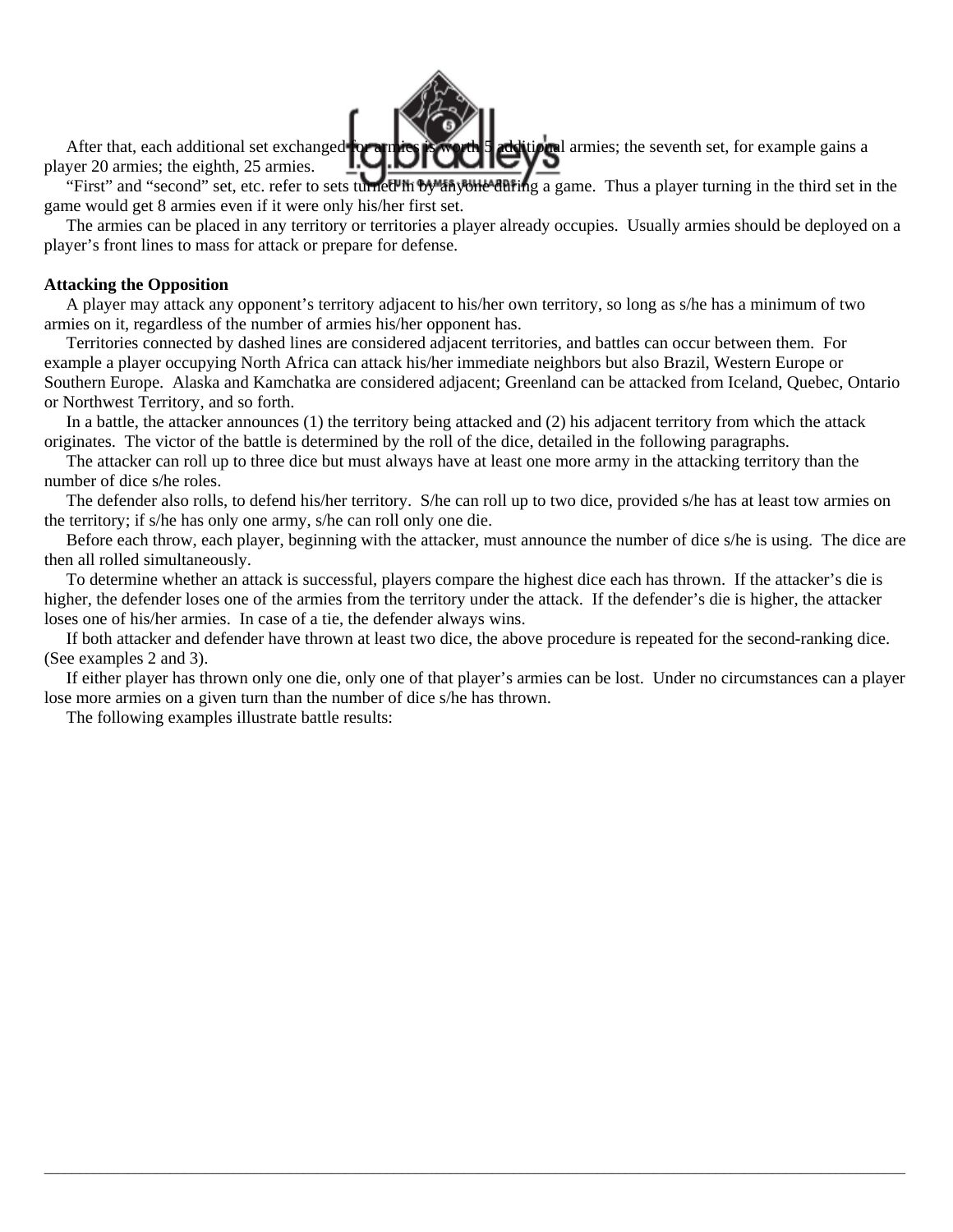After that, each additional set exchanged for armies is worth 5 additional armies; the seventh set, for example gains a player 20 armies; the eighth, 25 armies.

"First" and "second" set, etc. refer to sets turned in by anyone during a game. Thus a player turning in the third set in the game would get 8 armies even if it were only his/her first set.

The armies can be placed in any territory or territories a player already occupies. Usually armies should be deployed on a player's front lines to mass for attack or prepare for defense.

**Attacking the Opposition**

A player may attack any opponent's territory adjacent to his/her own territory, so long as s/he has a minimum of two armies on it, regardless of the number of armies his/her opponent has.

Territories connected by dashed lines are considered adjacent territories, and battles can occur between them. For example a player occupying North Africa can attack his/her immediate neighbors but also Brazil, Western Europe or Southern Europe. Alaska and Kamchatka are considered adjacent; Greenland can be attacked from Iceland, Quebec, Ontario or Northwest Territory, and so forth.

In a battle, the attacker announces (1) the territory being attacked and (2) his adjacent territory from which the attack originates. The victor of the battle is determined by the roll of the dice, detailed in the following paragraphs.

The attacker can roll up to three dice but must always have at least one more army in the attacking territory than the number of dice s/he roles.

The defender also rolls, to defend his/her territory. S/he can roll up to two dice, provided s/he has at least tow armies on the territory; if s/he has only one army, s/he can roll only one die.

Before each throw, each player, beginning with the attacker, must announce the number of dice s/he is using. The dice are then all rolled simultaneously.

To determine whether an attack is successful, players compare the highest dice each has thrown. If the attacker's die is higher, the defender loses one of the armies from the territory under the attack. If the defender's die is higher, the attacker loses one of his/her armies. In case of a tie, the defender always wins.

If both attacker and defender have thrown at least two dice, the above procedure is repeated for the second-ranking dice. (See examples 2 and 3).

If either player has thrown only one die, only one of that player's armies can be lost. Under no circumstances can a player lose more armies on a given turn than the number of dice s/he has thrown.

The following examples illustrate battle results: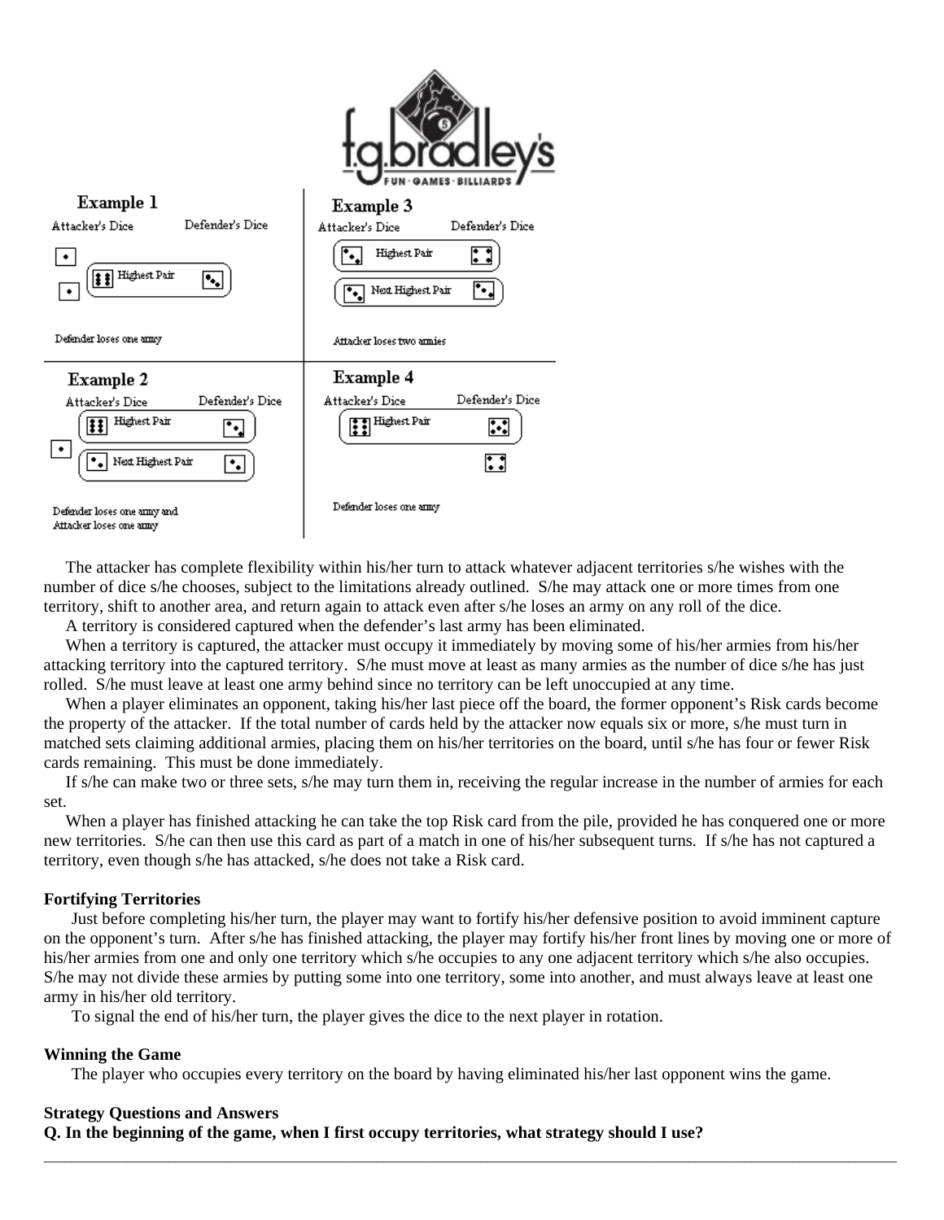**Example 1**

Attacker's Dice — Defender's Dice

Highest Pair

Defender loses one army

**Example 2**

Attacker's Dice — Defender's Dice

Highest Pair

Next Highest Pair

Defender loses one army and Attacker loses one army

**Example 3**

Attacker's Dice — Defender's Dice

Highest Pair

Next Highest Pair

Attacker loses two armies

**Example 4**

Attacker's Dice — Defender's Dice

Highest Pair

Defender loses one army

The attacker has complete flexibility within his/her turn to attack whatever adjacent territories s/he wishes with the number of dice s/he chooses, subject to the limitations already outlined. S/he may attack one or more times from one territory, shift to another area, and return again to attack even after s/he loses an army on any roll of the dice.

A territory is considered captured when the defender's last army has been eliminated.

When a territory is captured, the attacker must occupy it immediately by moving some of his/her armies from his/her attacking territory into the captured territory. S/he must move at least as many armies as the number of dice s/he has just rolled. S/he must leave at least one army behind since no territory can be left unoccupied at any time.

When a player eliminates an opponent, taking his/her last piece off the board, the former opponent's Risk cards become the property of the attacker. If the total number of cards held by the attacker now equals six or more, s/he must turn in matched sets claiming additional armies, placing them on his/her territories on the board, until s/he has four or fewer Risk cards remaining. This must be done immediately.

If s/he can make two or three sets, s/he may turn them in, receiving the regular increase in the number of armies for each set.

When a player has finished attacking he can take the top Risk card from the pile, provided he has conquered one or more new territories. S/he can then use this card as part of a match in one of his/her subsequent turns. If s/he has not captured a territory, even though s/he has attacked, s/he does not take a Risk card.

**Fortifying Territories**

Just before completing his/her turn, the player may want to fortify his/her defensive position to avoid imminent capture on the opponent's turn. After s/he has finished attacking, the player may fortify his/her front lines by moving one or more of his/her armies from one and only one territory which s/he occupies to any one adjacent territory which s/he also occupies. S/he may not divide these armies by putting some into one territory, some into another, and must always leave at least one army in his/her old territory.

To signal the end of his/her turn, the player gives the dice to the next player in rotation.

**Winning the Game**

The player who occupies every territory on the board by having eliminated his/her last opponent wins the game.

**Strategy Questions and Answers**

**Q. In the beginning of the game, when I first occupy territories, what strategy should I use?**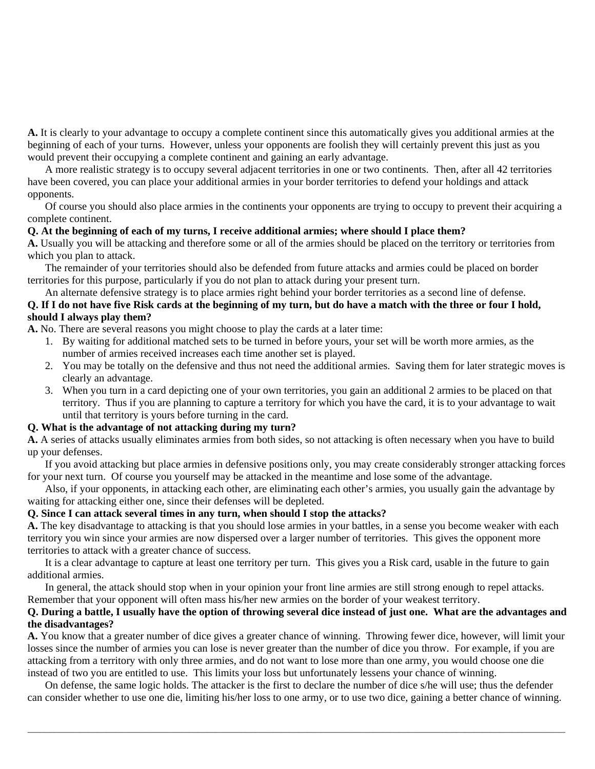**A.** It is clearly to your advantage to occupy a complete continent since this automatically gives you additional armies at the beginning of each of your turns. However, unless your opponents are foolish they will certainly prevent this just as you would prevent their occupying a complete continent and gaining an early advantage.

A more realistic strategy is to occupy several adjacent territories in one or two continents. Then, after all 42 territories have been covered, you can place your additional armies in your border territories to defend your holdings and attack opponents.

Of course you should also place armies in the continents your opponents are trying to occupy to prevent their acquiring a complete continent.

**Q. At the beginning of each of my turns, I receive additional armies; where should I place them?**

**A.** Usually you will be attacking and therefore some or all of the armies should be placed on the territory or territories from which you plan to attack.

The remainder of your territories should also be defended from future attacks and armies could be placed on border territories for this purpose, particularly if you do not plan to attack during your present turn.

An alternate defensive strategy is to place armies right behind your border territories as a second line of defense.

**Q. If I do not have five Risk cards at the beginning of my turn, but do have a match with the three or four I hold, should I always play them?**

**A.** No. There are several reasons you might choose to play the cards at a later time:

1. By waiting for additional matched sets to be turned in before yours, your set will be worth more armies, as the number of armies received increases each time another set is played.
2. You may be totally on the defensive and thus not need the additional armies. Saving them for later strategic moves is clearly an advantage.
3. When you turn in a card depicting one of your own territories, you gain an additional 2 armies to be placed on that territory. Thus if you are planning to capture a territory for which you have the card, it is to your advantage to wait until that territory is yours before turning in the card.

**Q. What is the advantage of not attacking during my turn?**

**A.** A series of attacks usually eliminates armies from both sides, so not attacking is often necessary when you have to build up your defenses.

If you avoid attacking but place armies in defensive positions only, you may create considerably stronger attacking forces for your next turn. Of course you yourself may be attacked in the meantime and lose some of the advantage.

Also, if your opponents, in attacking each other, are eliminating each other's armies, you usually gain the advantage by waiting for attacking either one, since their defenses will be depleted.

**Q. Since I can attack several times in any turn, when should I stop the attacks?**

**A.** The key disadvantage to attacking is that you should lose armies in your battles, in a sense you become weaker with each territory you win since your armies are now dispersed over a larger number of territories. This gives the opponent more territories to attack with a greater chance of success.

It is a clear advantage to capture at least one territory per turn. This gives you a Risk card, usable in the future to gain additional armies.

In general, the attack should stop when in your opinion your front line armies are still strong enough to repel attacks. Remember that your opponent will often mass his/her new armies on the border of your weakest territory.

**Q. During a battle, I usually have the option of throwing several dice instead of just one. What are the advantages and the disadvantages?**

**A.** You know that a greater number of dice gives a greater chance of winning. Throwing fewer dice, however, will limit your losses since the number of armies you can lose is never greater than the number of dice you throw. For example, if you are attacking from a territory with only three armies, and do not want to lose more than one army, you would choose one die instead of two you are entitled to use. This limits your loss but unfortunately lessens your chance of winning.

On defense, the same logic holds. The attacker is the first to declare the number of dice s/he will use; thus the defender can consider whether to use one die, limiting his/her loss to one army, or to use two dice, gaining a better chance of winning.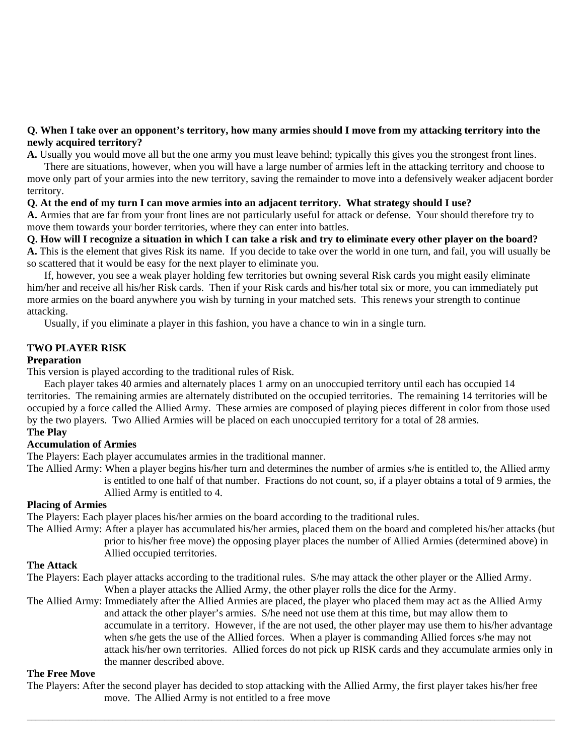**Q. When I take over an opponent's territory, how many armies should I move from my attacking territory into the newly acquired territory?**

**A.** Usually you would move all but the one army you must leave behind; typically this gives you the strongest front lines.

There are situations, however, when you will have a large number of armies left in the attacking territory and choose to move only part of your armies into the new territory, saving the remainder to move into a defensively weaker adjacent border territory.

**Q. At the end of my turn I can move armies into an adjacent territory. What strategy should I use?**

**A.** Armies that are far from your front lines are not particularly useful for attack or defense. Your should therefore try to move them towards your border territories, where they can enter into battles.

**Q. How will I recognize a situation in which I can take a risk and try to eliminate every other player on the board?**

**A.** This is the element that gives Risk its name. If you decide to take over the world in one turn, and fail, you will usually be so scattered that it would be easy for the next player to eliminate you.

If, however, you see a weak player holding few territories but owning several Risk cards you might easily eliminate him/her and receive all his/her Risk cards. Then if your Risk cards and his/her total six or more, you can immediately put more armies on the board anywhere you wish by turning in your matched sets. This renews your strength to continue attacking.

Usually, if you eliminate a player in this fashion, you have a chance to win in a single turn.

## TWO PLAYER RISK

### Preparation

This version is played according to the traditional rules of Risk.

Each player takes 40 armies and alternately places 1 army on an unoccupied territory until each has occupied 14 territories. The remaining armies are alternately distributed on the occupied territories. The remaining 14 territories will be occupied by a force called the Allied Army. These armies are composed of playing pieces different in color from those used by the two players. Two Allied Armies will be placed on each unoccupied territory for a total of 28 armies.

### The Play

#### Accumulation of Armies

The Players: Each player accumulates armies in the traditional manner.

The Allied Army: When a player begins his/her turn and determines the number of armies s/he is entitled to, the Allied army is entitled to one half of that number. Fractions do not count, so, if a player obtains a total of 9 armies, the Allied Army is entitled to 4.

#### Placing of Armies

The Players: Each player places his/her armies on the board according to the traditional rules.

The Allied Army: After a player has accumulated his/her armies, placed them on the board and completed his/her attacks (but prior to his/her free move) the opposing player places the number of Allied Armies (determined above) in Allied occupied territories.

#### The Attack

The Players: Each player attacks according to the traditional rules. S/he may attack the other player or the Allied Army. When a player attacks the Allied Army, the other player rolls the dice for the Army.

The Allied Army: Immediately after the Allied Armies are placed, the player who placed them may act as the Allied Army and attack the other player's armies. S/he need not use them at this time, but may allow them to accumulate in a territory. However, if the are not used, the other player may use them to his/her advantage when s/he gets the use of the Allied forces. When a player is commanding Allied forces s/he may not attack his/her own territories. Allied forces do not pick up RISK cards and they accumulate armies only in the manner described above.

#### The Free Move

The Players: After the second player has decided to stop attacking with the Allied Army, the first player takes his/her free move. The Allied Army is not entitled to a free move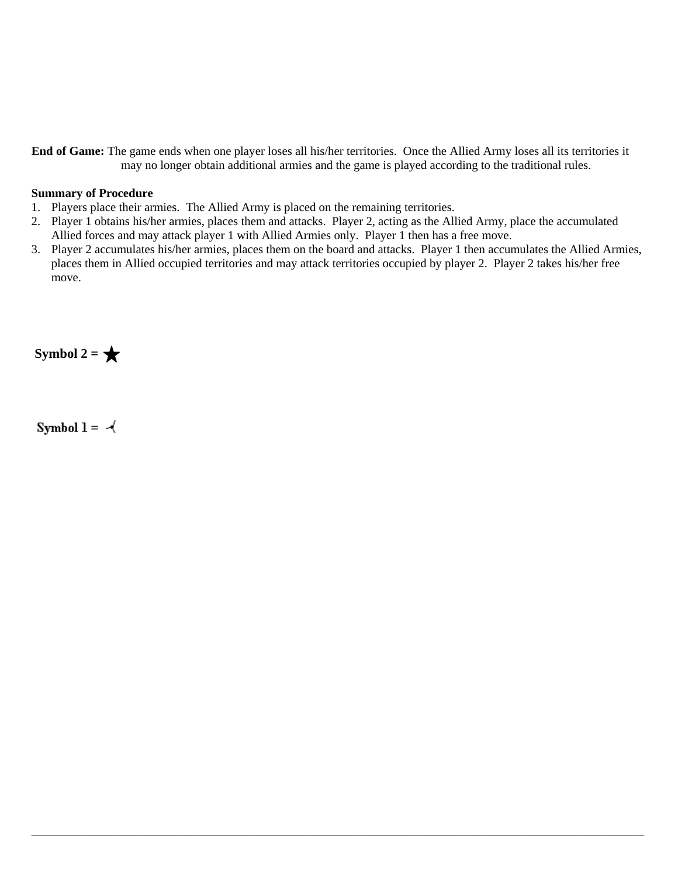**End of Game:** The game ends when one player loses all his/her territories. Once the Allied Army loses all its territories it may no longer obtain additional armies and the game is played according to the traditional rules.

**Summary of Procedure**

1. Players place their armies. The Allied Army is placed on the remaining territories.
2. Player 1 obtains his/her armies, places them and attacks. Player 2, acting as the Allied Army, place the accumulated Allied forces and may attack player 1 with Allied Armies only. Player 1 then has a free move.
3. Player 2 accumulates his/her armies, places them on the board and attacks. Player 1 then accumulates the Allied Armies, places them in Allied occupied territories and may attack territories occupied by player 2. Player 2 takes his/her free move.

**Symbol 2 =** ★

**Symbol 1 =**